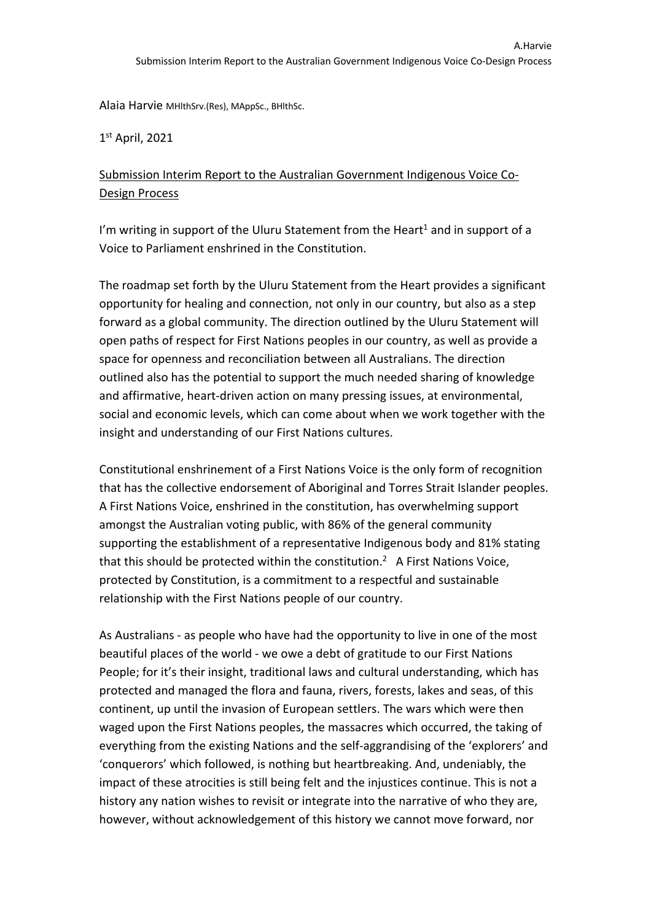Alaia Harvie MHlthSrv.(Res), MAppSc., BHlthSc.

1st April, 2021

## Submission Interim Report to the Australian Government Indigenous Voice Co-Design Process

I'm writing in support of the Uluru Statement from the Heart[1] and in support of a Voice to Parliament enshrined in the Constitution.

The roadmap set forth by the Uluru Statement from the Heart provides a significant opportunity for healing and connection, not only in our country, but also as a step forward as a global community. The direction outlined by the Uluru Statement will open paths of respect for First Nations peoples in our country, as well as provide a space for openness and reconciliation between all Australians. The direction outlined also has the potential to support the much needed sharing of knowledge and affirmative, heart-driven action on many pressing issues, at environmental, social and economic levels, which can come about when we work together with the insight and understanding of our First Nations cultures.

Constitutional enshrinement of a First Nations Voice is the only form of recognition that has the collective endorsement of Aboriginal and Torres Strait Islander peoples. A First Nations Voice, enshrined in the constitution, has overwhelming support amongst the Australian voting public, with 86% of the general community supporting the establishment of a representative Indigenous body and 81% stating that this should be protected within the constitution.[2] A First Nations Voice, protected by Constitution, is a commitment to a respectful and sustainable relationship with the First Nations people of our country.

As Australians - as people who have had the opportunity to live in one of the most beautiful places of the world - we owe a debt of gratitude to our First Nations People; for it's their insight, traditional laws and cultural understanding, which has protected and managed the flora and fauna, rivers, forests, lakes and seas, of this continent, up until the invasion of European settlers. The wars which were then waged upon the First Nations peoples, the massacres which occurred, the taking of everything from the existing Nations and the self-aggrandising of the 'explorers' and 'conquerors' which followed, is nothing but heartbreaking. And, undeniably, the impact of these atrocities is still being felt and the injustices continue. This is not a history any nation wishes to revisit or integrate into the narrative of who they are, however, without acknowledgement of this history we cannot move forward, nor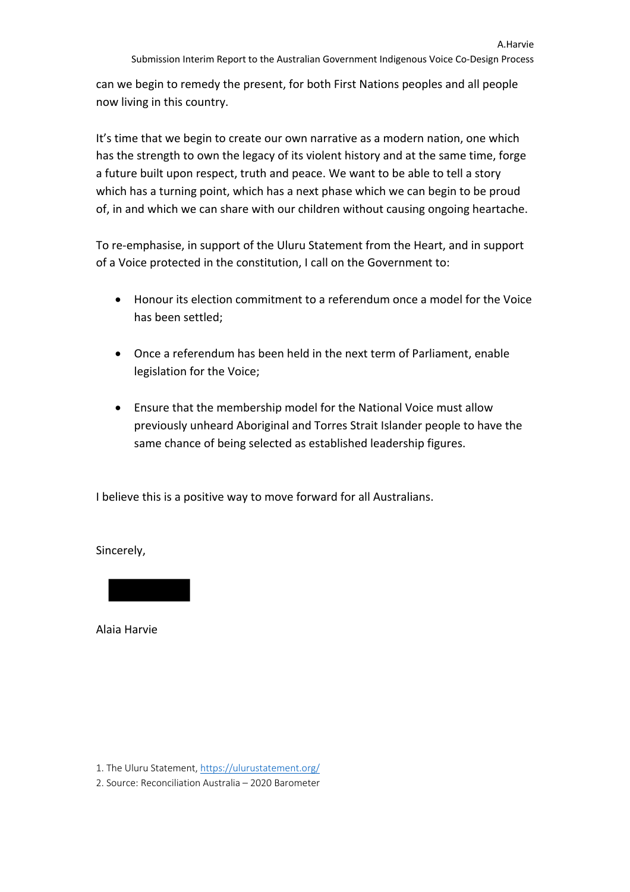can we begin to remedy the present, for both First Nations peoples and all people now living in this country.

It's time that we begin to create our own narrative as a modern nation, one which has the strength to own the legacy of its violent history and at the same time, forge a future built upon respect, truth and peace. We want to be able to tell a story which has a turning point, which has a next phase which we can begin to be proud of, in and which we can share with our children without causing ongoing heartache.

To re-emphasise, in support of the Uluru Statement from the Heart, and in support of a Voice protected in the constitution, I call on the Government to:

- Honour its election commitment to a referendum once a model for the Voice has been settled;
- Once a referendum has been held in the next term of Parliament, enable legislation for the Voice;
- Ensure that the membership model for the National Voice must allow previously unheard Aboriginal and Torres Strait Islander people to have the same chance of being selected as established leadership figures.

I believe this is a positive way to move forward for all Australians.

Sincerely,

Alaia Harvie

1. The Uluru Statement, https://ulurustatement.org/
2. Source: Reconciliation Australia – 2020 Barometer